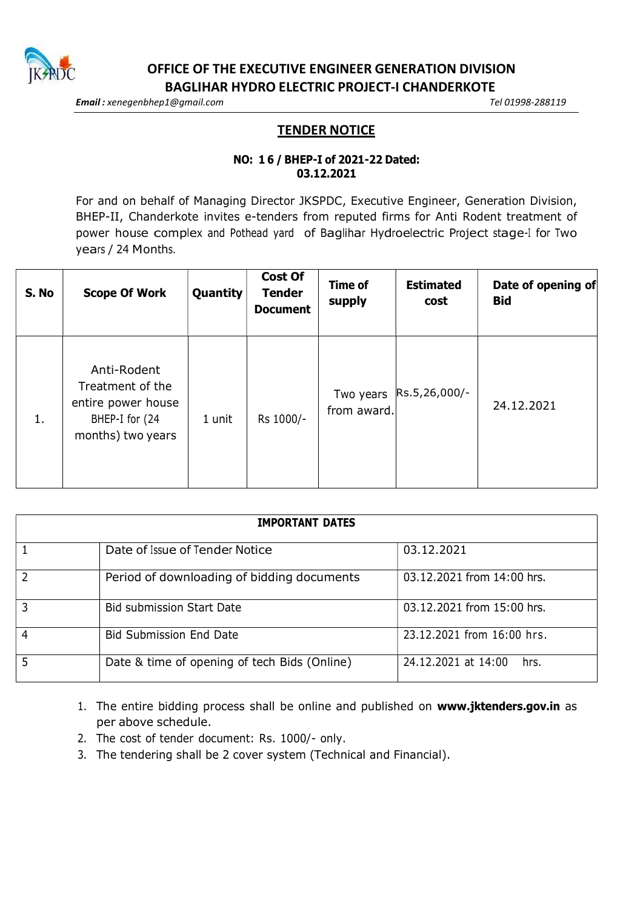# OFFICE OF THE EXECUTIVE ENGINEER GENERATION DIVISION
# BAGLIHAR HYDRO ELECTRIC PROJECT-I CHANDERKOTE

***Email :** xenegenbhep1@gmail.com* *Tel 01998-288119*

## TENDER NOTICE

**NO: 1 6 / BHEP-I of 2021-22 Dated: 03.12.2021**

For and on behalf of Managing Director JKSPDC, Executive Engineer, Generation Division, BHEP-II, Chanderkote invites e-tenders from reputed firms for Anti Rodent treatment of power house complex and Pothead yard of Baglihar Hydroelectric Project stage-I for Two years / 24 Months.

| S. No | Scope Of Work | Quantity | Cost Of Tender Document | Time of supply | Estimated cost | Date of opening of Bid |
|---|---|---|---|---|---|---|
| 1. | Anti-Rodent Treatment of the entire power house BHEP-I for (24 months) two years | 1 unit | Rs 1000/- | Two years from award. | Rs.5,26,000/- | 24.12.2021 |

| IMPORTANT DATES | | |
|---|---|---|
| 1 | Date of Issue of Tender Notice | 03.12.2021 |
| 2 | Period of downloading of bidding documents | 03.12.2021 from 14:00 hrs. |
| 3 | Bid submission Start Date | 03.12.2021 from 15:00 hrs. |
| 4 | Bid Submission End Date | 23.12.2021 from 16:00 hrs. |
| 5 | Date & time of opening of tech Bids (Online) | 24.12.2021 at 14:00 hrs. |

1. The entire bidding process shall be online and published on **www.jktenders.gov.in** as per above schedule.
2. The cost of tender document: Rs. 1000/- only.
3. The tendering shall be 2 cover system (Technical and Financial).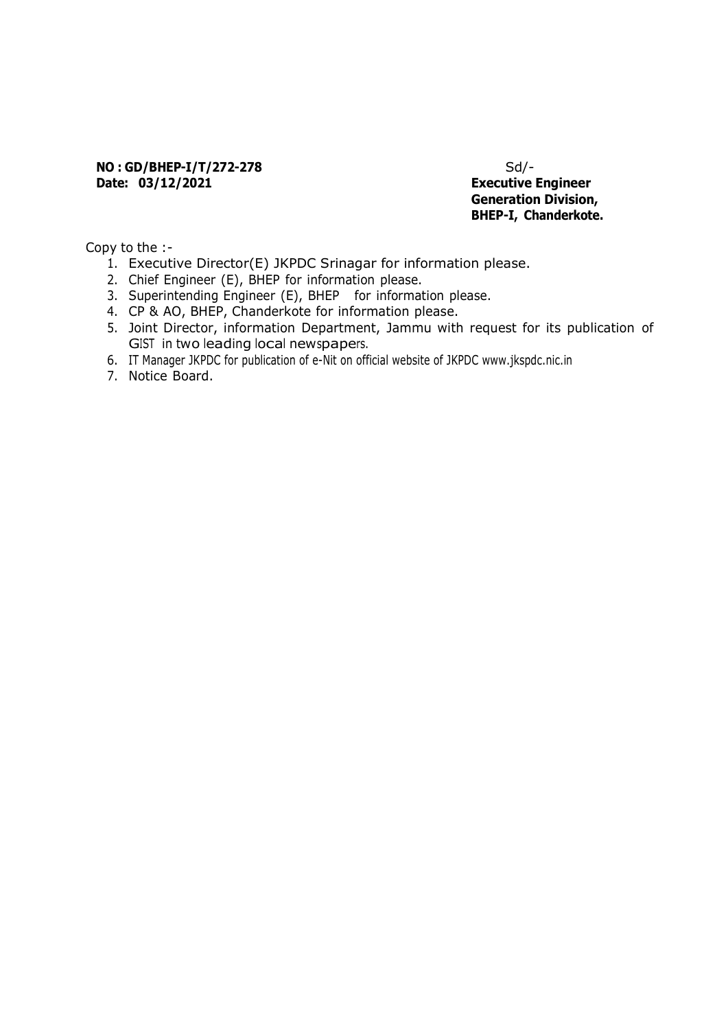**NO : GD/BHEP-I/T/272-278**
**Date: 03/12/2021**

Sd/-
**Executive Engineer**
**Generation Division,**
**BHEP-I, Chanderkote.**

Copy to the :-

1. Executive Director(E) JKPDC Srinagar for information please.
2. Chief Engineer (E), BHEP for information please.
3. Superintending Engineer (E), BHEP for information please.
4. CP & AO, BHEP, Chanderkote for information please.
5. Joint Director, information Department, Jammu with request for its publication of GIST in two leading local newspapers.
6. IT Manager JKPDC for publication of e-Nit on official website of JKPDC www.jkspdc.nic.in
7. Notice Board.